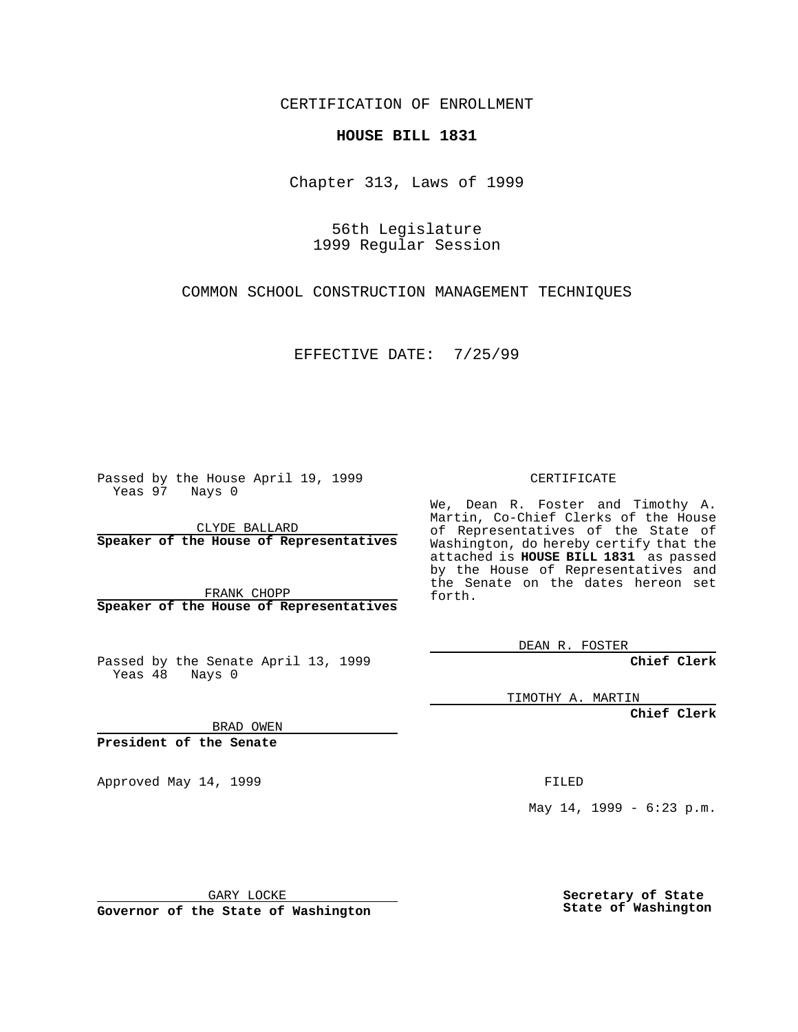CERTIFICATION OF ENROLLMENT

**HOUSE BILL 1831**

Chapter 313, Laws of 1999

56th Legislature
1999 Regular Session

COMMON SCHOOL CONSTRUCTION MANAGEMENT TECHNIQUES

EFFECTIVE DATE: 7/25/99

Passed by the House April 19, 1999
Yeas 97 Nays 0

CLYDE BALLARD
**Speaker of the House of Representatives**

FRANK CHOPP
**Speaker of the House of Representatives**

Passed by the Senate April 13, 1999
Yeas 48 Nays 0

BRAD OWEN
**President of the Senate**

Approved May 14, 1999

GARY LOCKE
**Governor of the State of Washington**

CERTIFICATE

We, Dean R. Foster and Timothy A. Martin, Co-Chief Clerks of the House of Representatives of the State of Washington, do hereby certify that the attached is **HOUSE BILL 1831** as passed by the House of Representatives and the Senate on the dates hereon set forth.

DEAN R. FOSTER
**Chief Clerk**

TIMOTHY A. MARTIN
**Chief Clerk**

FILED

May 14, 1999 - 6:23 p.m.

**Secretary of State**
**State of Washington**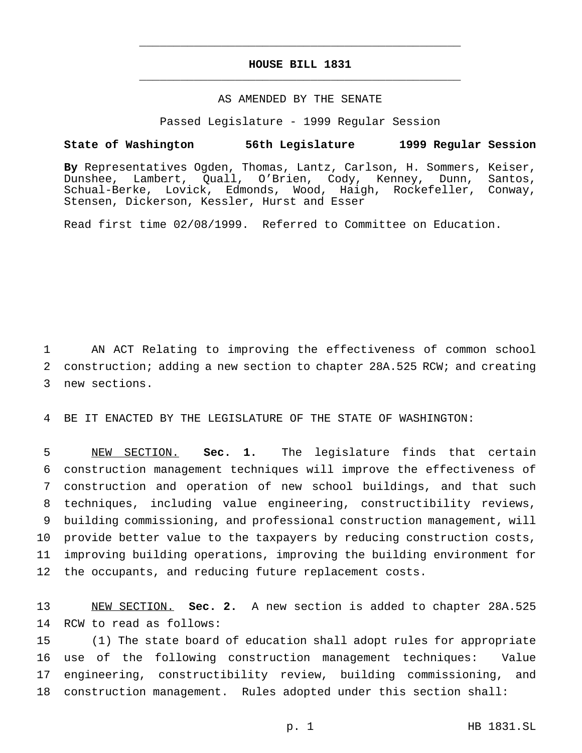# HOUSE BILL 1831

AS AMENDED BY THE SENATE

Passed Legislature - 1999 Regular Session

**State of Washington 56th Legislature 1999 Regular Session**

**By** Representatives Ogden, Thomas, Lantz, Carlson, H. Sommers, Keiser, Dunshee, Lambert, Quall, O'Brien, Cody, Kenney, Dunn, Santos, Schual-Berke, Lovick, Edmonds, Wood, Haigh, Rockefeller, Conway, Stensen, Dickerson, Kessler, Hurst and Esser

Read first time 02/08/1999. Referred to Committee on Education.

AN ACT Relating to improving the effectiveness of common school construction; adding a new section to chapter 28A.525 RCW; and creating new sections.

BE IT ENACTED BY THE LEGISLATURE OF THE STATE OF WASHINGTON:

NEW SECTION. **Sec. 1.** The legislature finds that certain construction management techniques will improve the effectiveness of construction and operation of new school buildings, and that such techniques, including value engineering, constructibility reviews, building commissioning, and professional construction management, will provide better value to the taxpayers by reducing construction costs, improving building operations, improving the building environment for the occupants, and reducing future replacement costs.

NEW SECTION. **Sec. 2.** A new section is added to chapter 28A.525 RCW to read as follows:

(1) The state board of education shall adopt rules for appropriate use of the following construction management techniques: Value engineering, constructibility review, building commissioning, and construction management. Rules adopted under this section shall: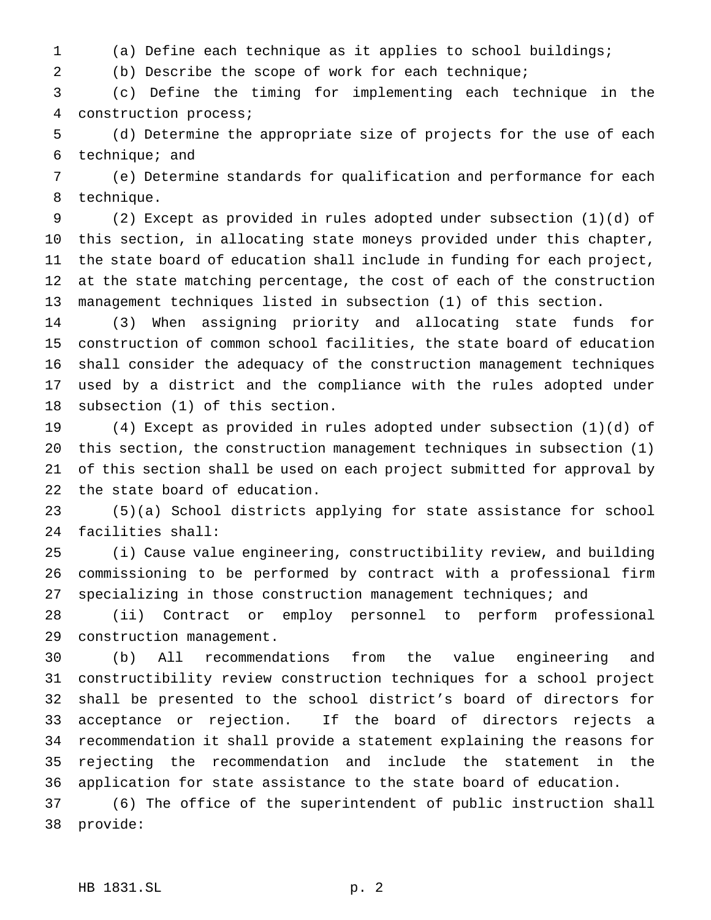(a) Define each technique as it applies to school buildings;

(b) Describe the scope of work for each technique;

(c) Define the timing for implementing each technique in the construction process;

(d) Determine the appropriate size of projects for the use of each technique; and

(e) Determine standards for qualification and performance for each technique.

(2) Except as provided in rules adopted under subsection (1)(d) of this section, in allocating state moneys provided under this chapter, the state board of education shall include in funding for each project, at the state matching percentage, the cost of each of the construction management techniques listed in subsection (1) of this section.

(3) When assigning priority and allocating state funds for construction of common school facilities, the state board of education shall consider the adequacy of the construction management techniques used by a district and the compliance with the rules adopted under subsection (1) of this section.

(4) Except as provided in rules adopted under subsection (1)(d) of this section, the construction management techniques in subsection (1) of this section shall be used on each project submitted for approval by the state board of education.

(5)(a) School districts applying for state assistance for school facilities shall:

(i) Cause value engineering, constructibility review, and building commissioning to be performed by contract with a professional firm specializing in those construction management techniques; and

(ii) Contract or employ personnel to perform professional construction management.

(b) All recommendations from the value engineering and constructibility review construction techniques for a school project shall be presented to the school district's board of directors for acceptance or rejection. If the board of directors rejects a recommendation it shall provide a statement explaining the reasons for rejecting the recommendation and include the statement in the application for state assistance to the state board of education.

(6) The office of the superintendent of public instruction shall provide: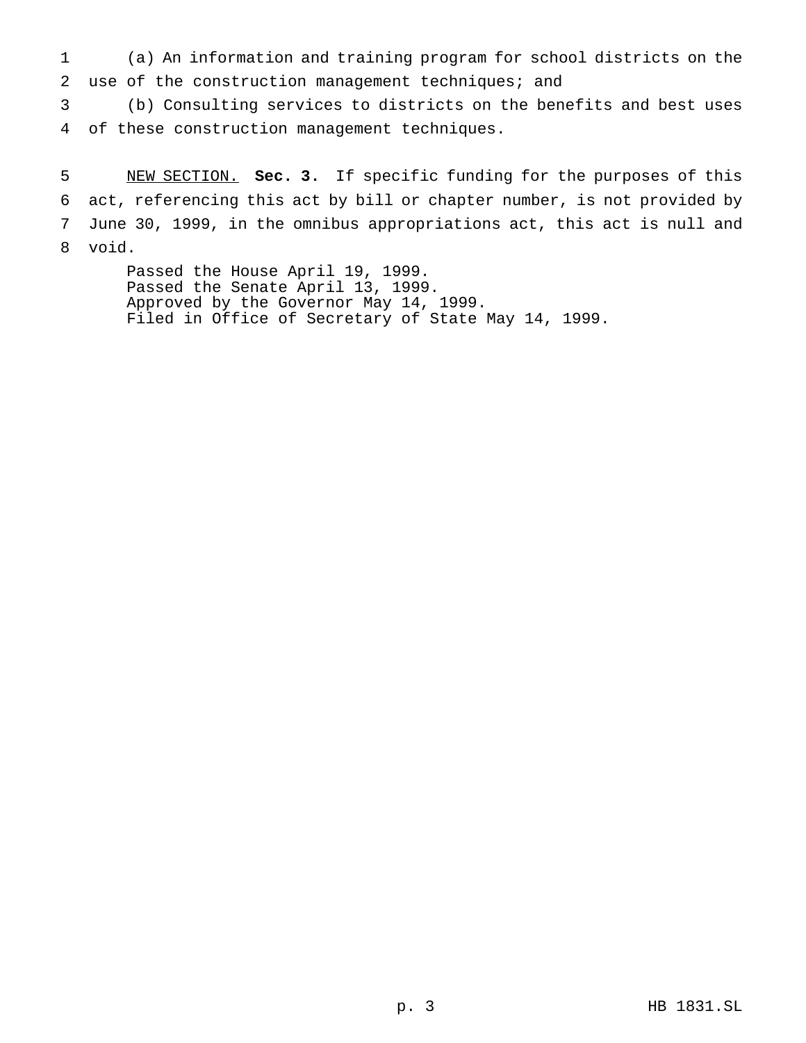(a) An information and training program for school districts on the use of the construction management techniques; and

(b) Consulting services to districts on the benefits and best uses of these construction management techniques.

NEW SECTION. **Sec. 3.** If specific funding for the purposes of this act, referencing this act by bill or chapter number, is not provided by June 30, 1999, in the omnibus appropriations act, this act is null and void.

Passed the House April 19, 1999.
Passed the Senate April 13, 1999.
Approved by the Governor May 14, 1999.
Filed in Office of Secretary of State May 14, 1999.